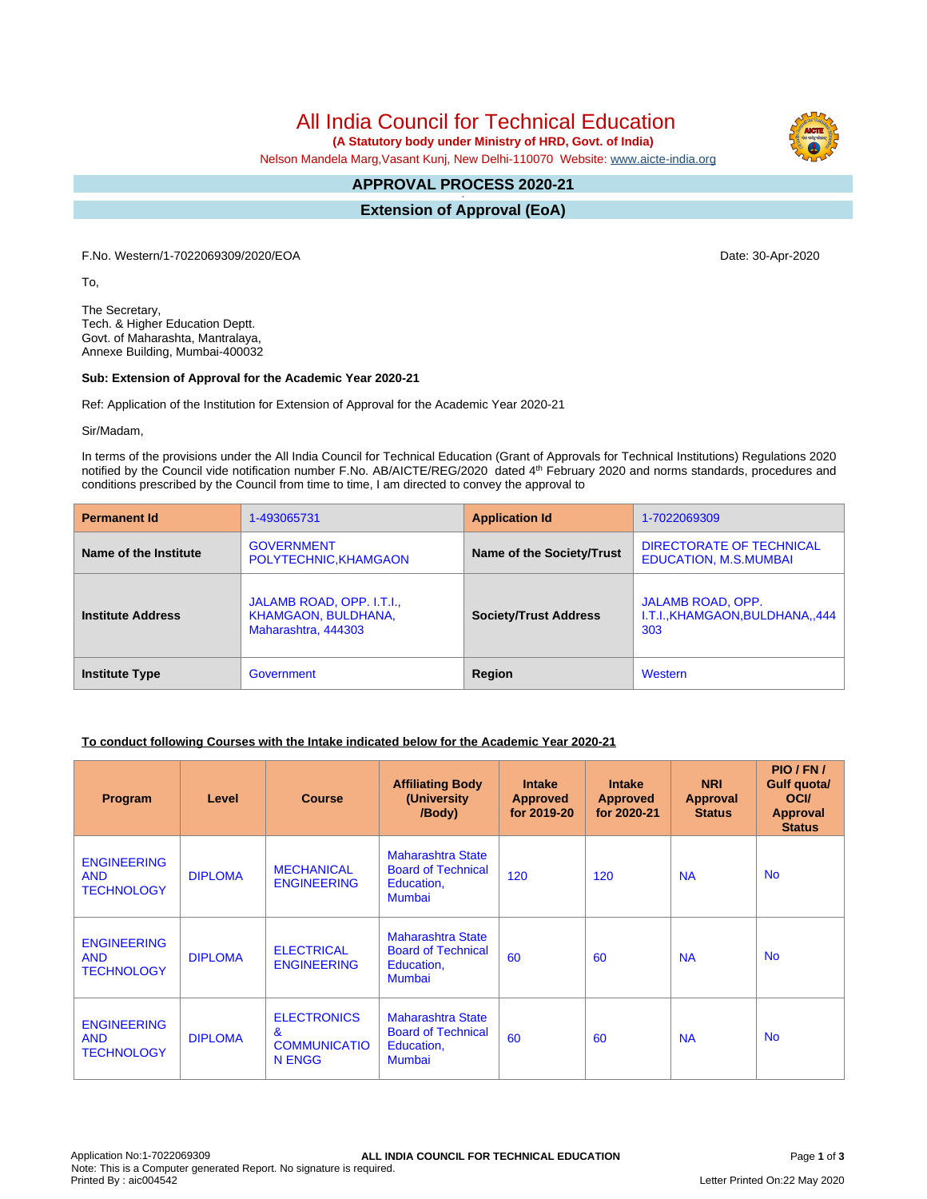# All India Council for Technical Education

**(A Statutory body under Ministry of HRD, Govt. of India)**

Nelson Mandela Marg,Vasant Kunj, New Delhi-110070 Website: www.aicte-india.org

## APPROVAL PROCESS 2020-21

## Extension of Approval (EoA)

F.No. Western/1-7022069309/2020/EOA

Date: 30-Apr-2020

To,

The Secretary,
Tech. & Higher Education Deptt.
Govt. of Maharashta, Mantralaya,
Annexe Building, Mumbai-400032

**Sub: Extension of Approval for the Academic Year 2020-21**

Ref: Application of the Institution for Extension of Approval for the Academic Year 2020-21

Sir/Madam,

In terms of the provisions under the All India Council for Technical Education (Grant of Approvals for Technical Institutions) Regulations 2020 notified by the Council vide notification number F.No. AB/AICTE/REG/2020 dated 4th February 2020 and norms standards, procedures and conditions prescribed by the Council from time to time, I am directed to convey the approval to

| **Permanent Id** | 1-493065731 | **Application Id** | 1-7022069309 |
|---|---|---|---|
| **Name of the Institute** | GOVERNMENT POLYTECHNIC,KHAMGAON | **Name of the Society/Trust** | DIRECTORATE OF TECHNICAL EDUCATION, M.S.MUMBAI |
| **Institute Address** | JALAMB ROAD, OPP. I.T.I., KHAMGAON, BULDHANA, Maharashtra, 444303 | **Society/Trust Address** | JALAMB ROAD, OPP. I.T.I.,KHAMGAON,BULDHANA,,444 303 |
| **Institute Type** | Government | **Region** | Western |

**To conduct following Courses with the Intake indicated below for the Academic Year 2020-21**

| Program | Level | Course | Affiliating Body (University /Body) | Intake Approved for 2019-20 | Intake Approved for 2020-21 | NRI Approval Status | PIO / FN / Gulf quota/ OCI/ Approval Status |
|---|---|---|---|---|---|---|---|
| ENGINEERING AND TECHNOLOGY | DIPLOMA | MECHANICAL ENGINEERING | Maharashtra State Board of Technical Education, Mumbai | 120 | 120 | NA | No |
| ENGINEERING AND TECHNOLOGY | DIPLOMA | ELECTRICAL ENGINEERING | Maharashtra State Board of Technical Education, Mumbai | 60 | 60 | NA | No |
| ENGINEERING AND TECHNOLOGY | DIPLOMA | ELECTRONICS & COMMUNICATION ENGG | Maharashtra State Board of Technical Education, Mumbai | 60 | 60 | NA | No |

Application No:1-7022069309
Note: This is a Computer generated Report. No signature is required.
Printed By : aic004542

Letter Printed On:22 May 2020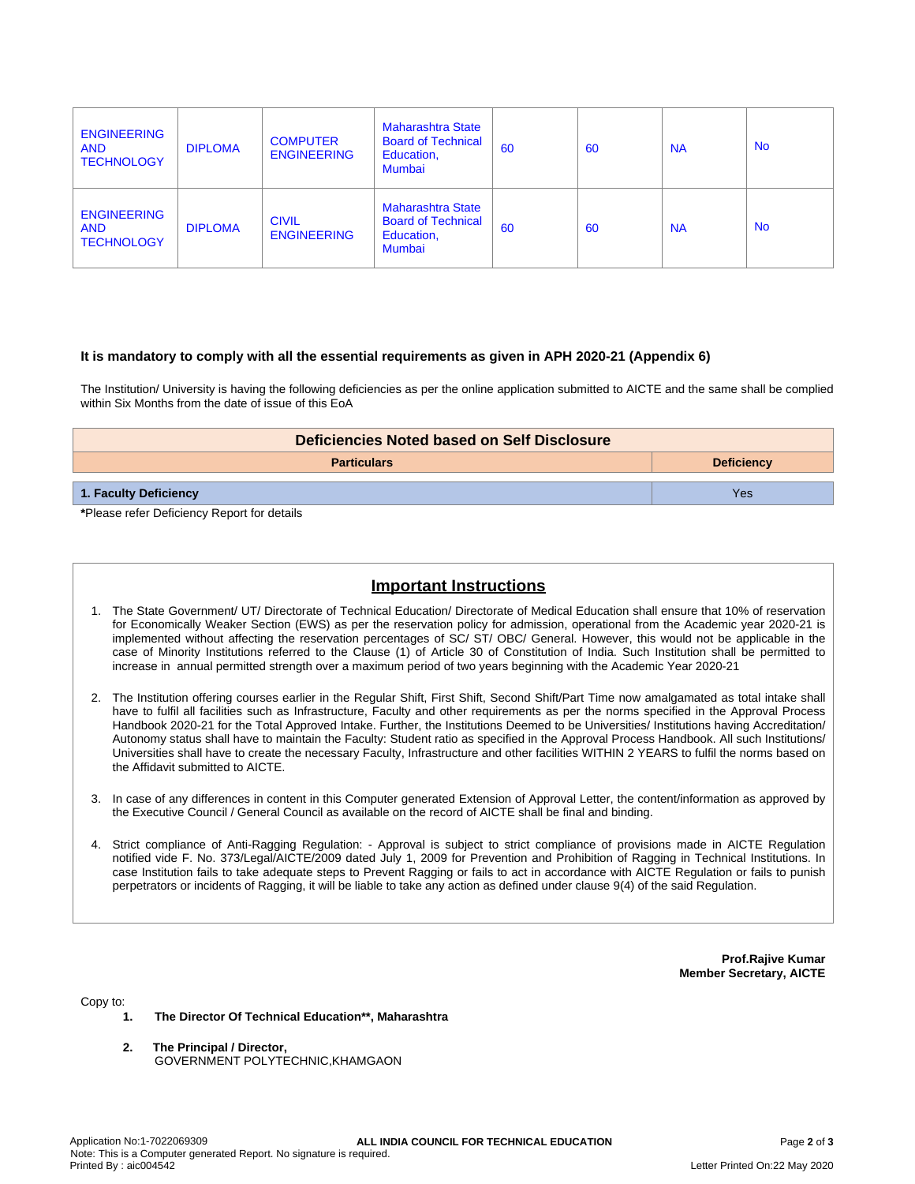| ENGINEERING AND TECHNOLOGY | DIPLOMA | COMPUTER ENGINEERING | Maharashtra State Board of Technical Education, Mumbai | 60 | 60 | NA | No |
|---|---|---|---|---|---|---|---|
| ENGINEERING AND TECHNOLOGY | DIPLOMA | CIVIL ENGINEERING | Maharashtra State Board of Technical Education, Mumbai | 60 | 60 | NA | No |

**It is mandatory to comply with all the essential requirements as given in APH 2020-21 (Appendix 6)**

The Institution/ University is having the following deficiencies as per the online application submitted to AICTE and the same shall be complied within Six Months from the date of issue of this EoA

| Deficiencies Noted based on Self Disclosure | |
|---|---|
| **Particulars** | **Deficiency** |
| **1. Faculty Deficiency** | Yes |

***Please refer Deficiency Report for details**

## Important Instructions

1. The State Government/ UT/ Directorate of Technical Education/ Directorate of Medical Education shall ensure that 10% of reservation for Economically Weaker Section (EWS) as per the reservation policy for admission, operational from the Academic year 2020-21 is implemented without affecting the reservation percentages of SC/ ST/ OBC/ General. However, this would not be applicable in the case of Minority Institutions referred to the Clause (1) of Article 30 of Constitution of India. Such Institution shall be permitted to increase in annual permitted strength over a maximum period of two years beginning with the Academic Year 2020-21

2. The Institution offering courses earlier in the Regular Shift, First Shift, Second Shift/Part Time now amalgamated as total intake shall have to fulfil all facilities such as Infrastructure, Faculty and other requirements as per the norms specified in the Approval Process Handbook 2020-21 for the Total Approved Intake. Further, the Institutions Deemed to be Universities/ Institutions having Accreditation/ Autonomy status shall have to maintain the Faculty: Student ratio as specified in the Approval Process Handbook. All such Institutions/ Universities shall have to create the necessary Faculty, Infrastructure and other facilities WITHIN 2 YEARS to fulfil the norms based on the Affidavit submitted to AICTE.

3. In case of any differences in content in this Computer generated Extension of Approval Letter, the content/information as approved by the Executive Council / General Council as available on the record of AICTE shall be final and binding.

4. Strict compliance of Anti-Ragging Regulation: - Approval is subject to strict compliance of provisions made in AICTE Regulation notified vide F. No. 373/Legal/AICTE/2009 dated July 1, 2009 for Prevention and Prohibition of Ragging in Technical Institutions. In case Institution fails to take adequate steps to Prevent Ragging or fails to act in accordance with AICTE Regulation or fails to punish perpetrators or incidents of Ragging, it will be liable to take any action as defined under clause 9(4) of the said Regulation.

**Prof.Rajive Kumar**
**Member Secretary, AICTE**

Copy to:

1. **The Director Of Technical Education**, Maharashtra**

2. **The Principal / Director,**
   GOVERNMENT POLYTECHNIC,KHAMGAON

Application No:1-7022069309
Note: This is a Computer generated Report. No signature is required.
Printed By : aic004542

Letter Printed On:22 May 2020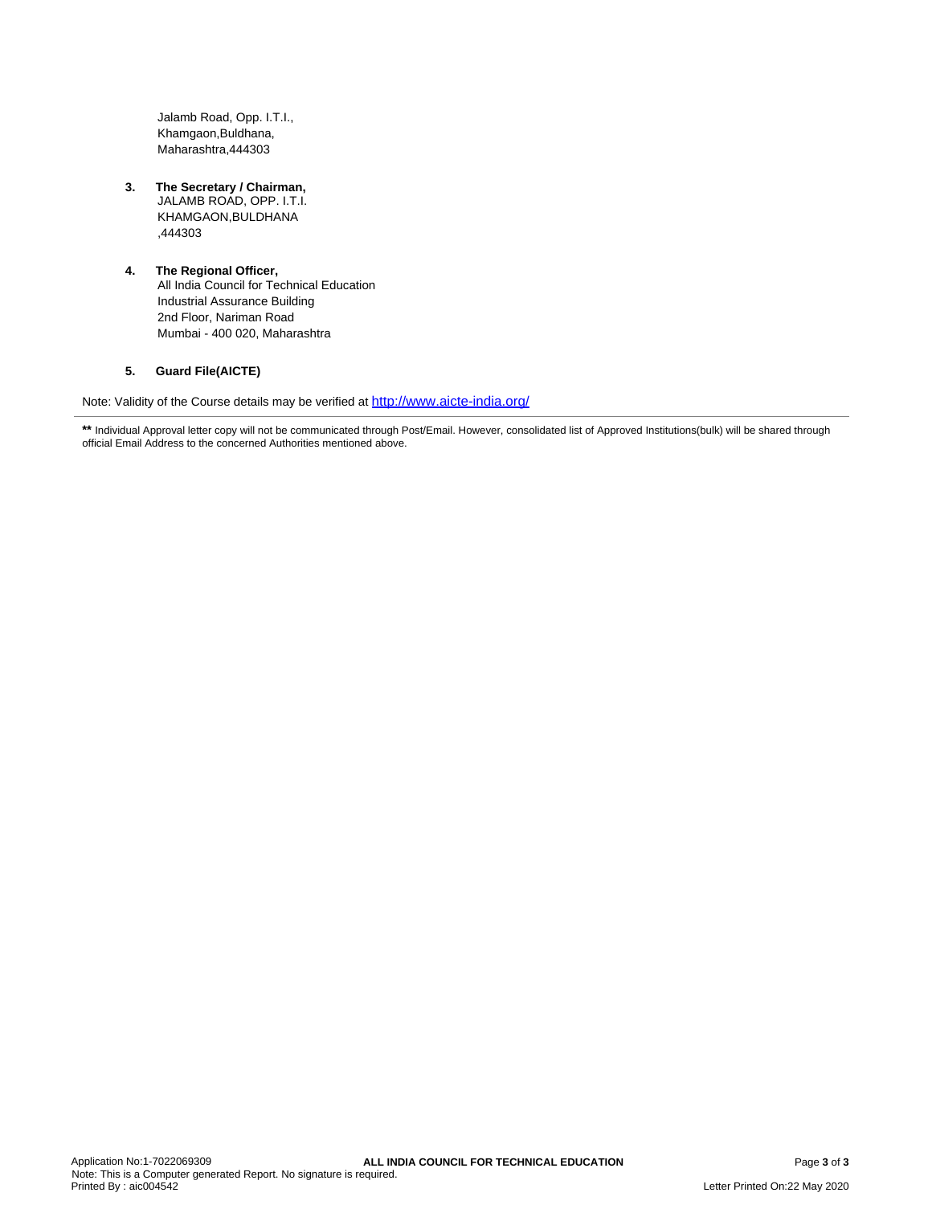Jalamb Road, Opp. I.T.I.,
Khamgaon,Buldhana,
Maharashtra,444303

3. **The Secretary / Chairman,**
   JALAMB ROAD, OPP. I.T.I.
   KHAMGAON,BULDHANA
   ,444303

4. **The Regional Officer,**
   All India Council for Technical Education
   Industrial Assurance Building
   2nd Floor, Nariman Road
   Mumbai - 400 020, Maharashtra

5. **Guard File(AICTE)**

Note: Validity of the Course details may be verified at http://www.aicte-india.org/

---

**\*\*** Individual Approval letter copy will not be communicated through Post/Email. However, consolidated list of Approved Institutions(bulk) will be shared through official Email Address to the concerned Authorities mentioned above.

Application No:1-7022069309

**ALL INDIA COUNCIL FOR TECHNICAL EDUCATION**

Note: This is a Computer generated Report. No signature is required.

Printed By : aic004542

Letter Printed On:22 May 2020